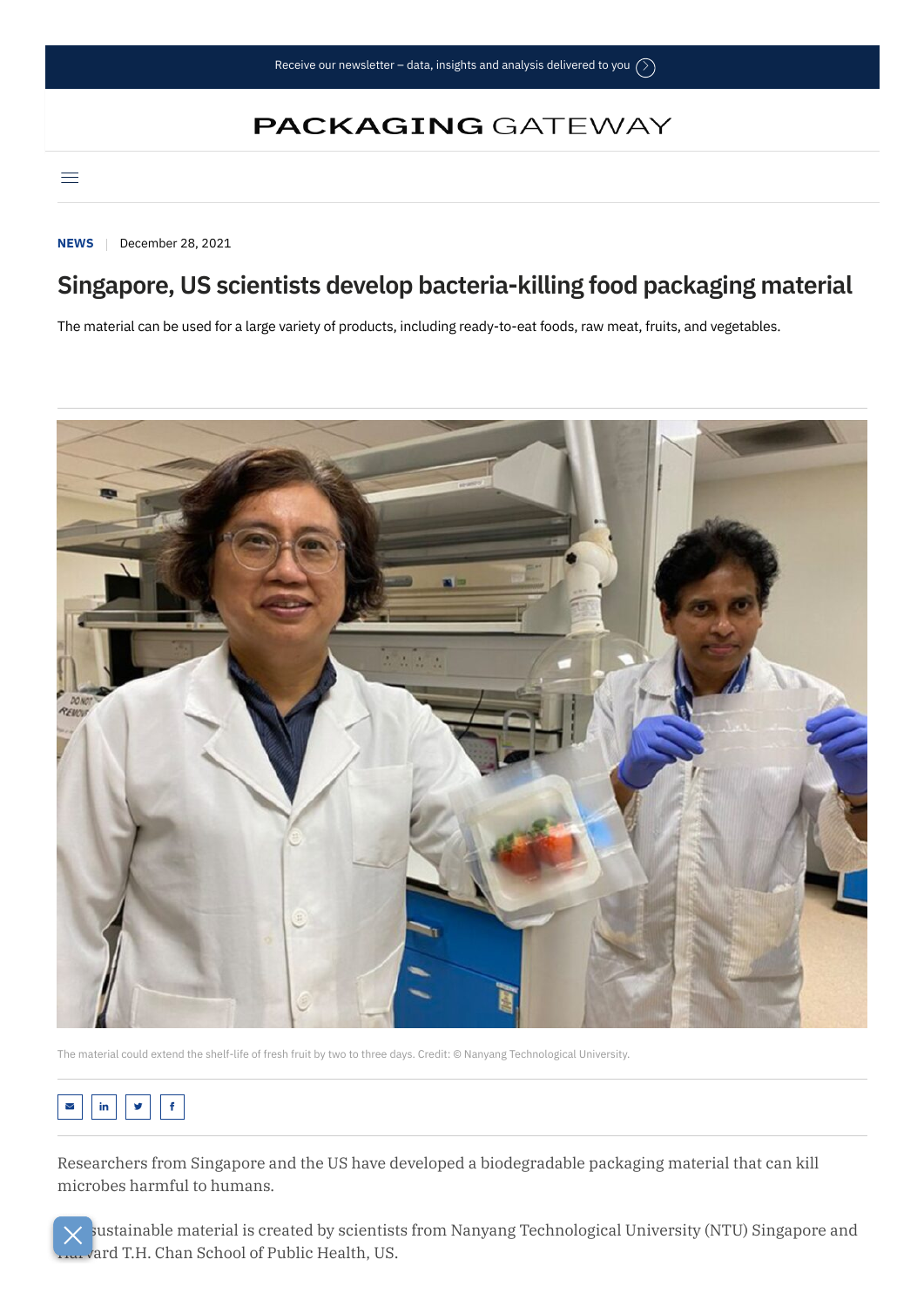NEWS | December 28, 2021

# Singapore, US scientists develop bacteria-killing food packaging material

The material can be used for a large variety of products, including ready-to-eat foods, raw meat, fruits, and vegetables.

The material could extend the shelf-life of fresh fruit by two to three days. Credit: © Nanyang Technological University.

Researchers from Singapore and the US have developed a biodegradable packaging material that can kill microbes harmful to humans.

The sustainable material is created by scientists from Nanyang Technological University (NTU) Singapore and Harvard T.H. Chan School of Public Health, US.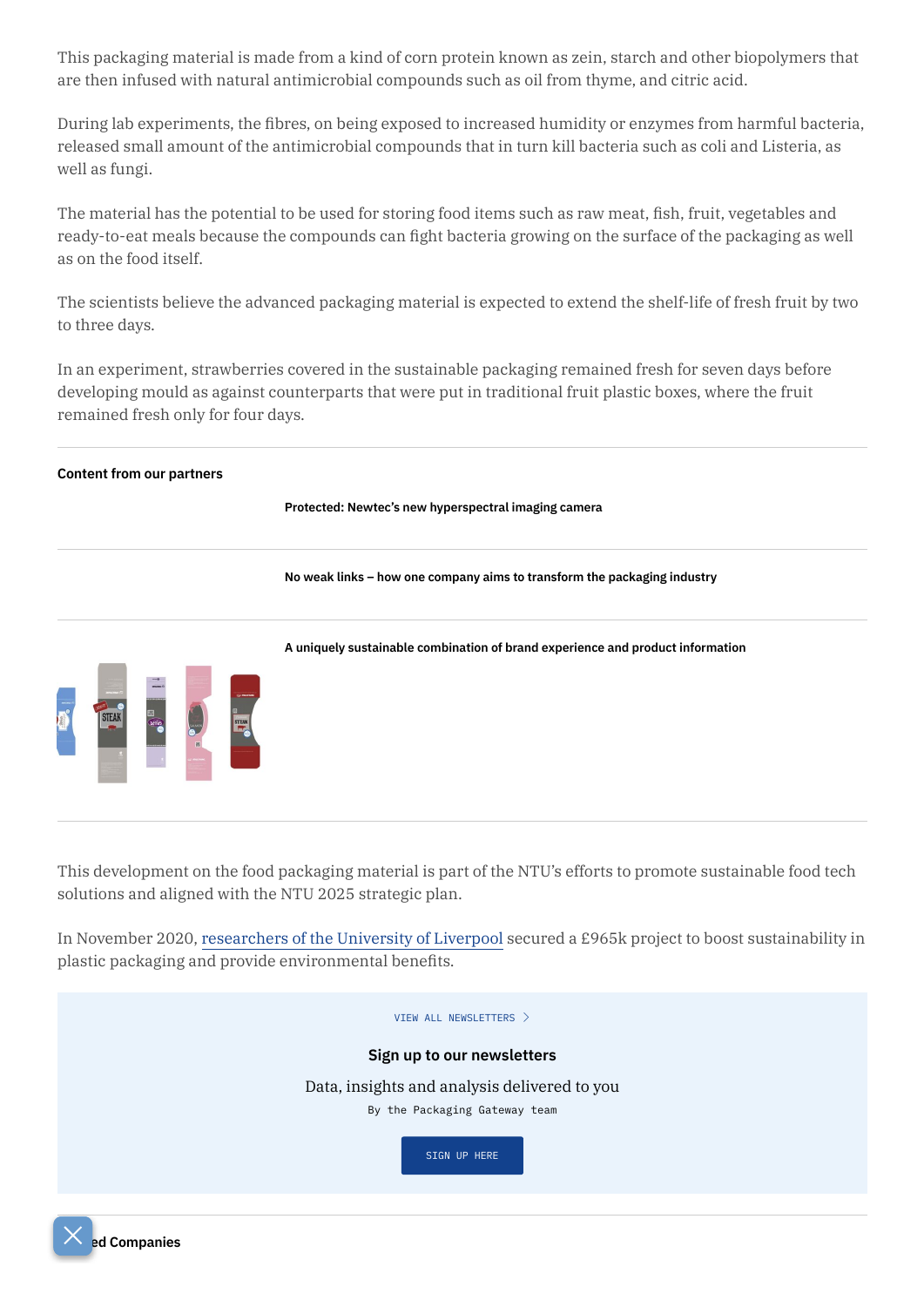This packaging material is made from a kind of corn protein known as zein, starch and other biopolymers that are then infused with natural antimicrobial compounds such as oil from thyme, and citric acid.

During lab experiments, the fibres, on being exposed to increased humidity or enzymes from harmful bacteria, released small amount of the antimicrobial compounds that in turn kill bacteria such as coli and Listeria, as well as fungi.

The material has the potential to be used for storing food items such as raw meat, fish, fruit, vegetables and ready-to-eat meals because the compounds can fight bacteria growing on the surface of the packaging as well as on the food itself.

The scientists believe the advanced packaging material is expected to extend the shelf-life of fresh fruit by two to three days.

In an experiment, strawberries covered in the sustainable packaging remained fresh for seven days before developing mould as against counterparts that were put in traditional fruit plastic boxes, where the fruit remained fresh only for four days.

**Content from our partners**

**Protected: Newtec's new hyperspectral imaging camera**

**No weak links – how one company aims to transform the packaging industry**

**A uniquely sustainable combination of brand experience and product information**

This development on the food packaging material is part of the NTU's efforts to promote sustainable food tech solutions and aligned with the NTU 2025 strategic plan.

In November 2020, researchers of the University of Liverpool secured a £965k project to boost sustainability in plastic packaging and provide environmental benefits.

VIEW ALL NEWSLETTERS

**Sign up to our newsletters**

Data, insights and analysis delivered to you

By the Packaging Gateway team

SIGN UP HERE

**ed Companies**